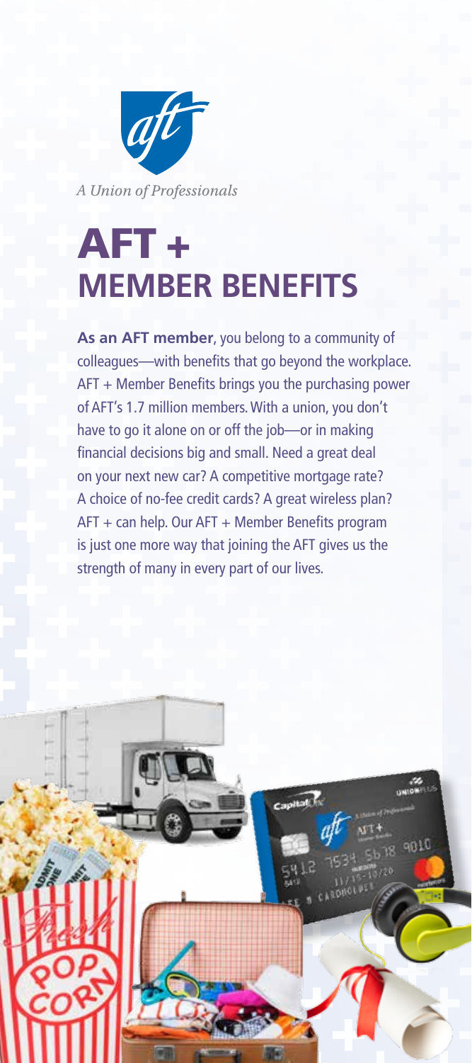*A Union of Professionals*

# AFT + MEMBER BENEFITS

**As an AFT member**, you belong to a community of colleagues—with benefits that go beyond the workplace. AFT + Member Benefits brings you the purchasing power of AFT's 1.7 million members. With a union, you don't have to go it alone on or off the job—or in making financial decisions big and small. Need a great deal on your next new car? A competitive mortgage rate? A choice of no-fee credit cards? A great wireless plan? AFT + can help. Our AFT + Member Benefits program is just one more way that joining the AFT gives us the strength of many in every part of our lives.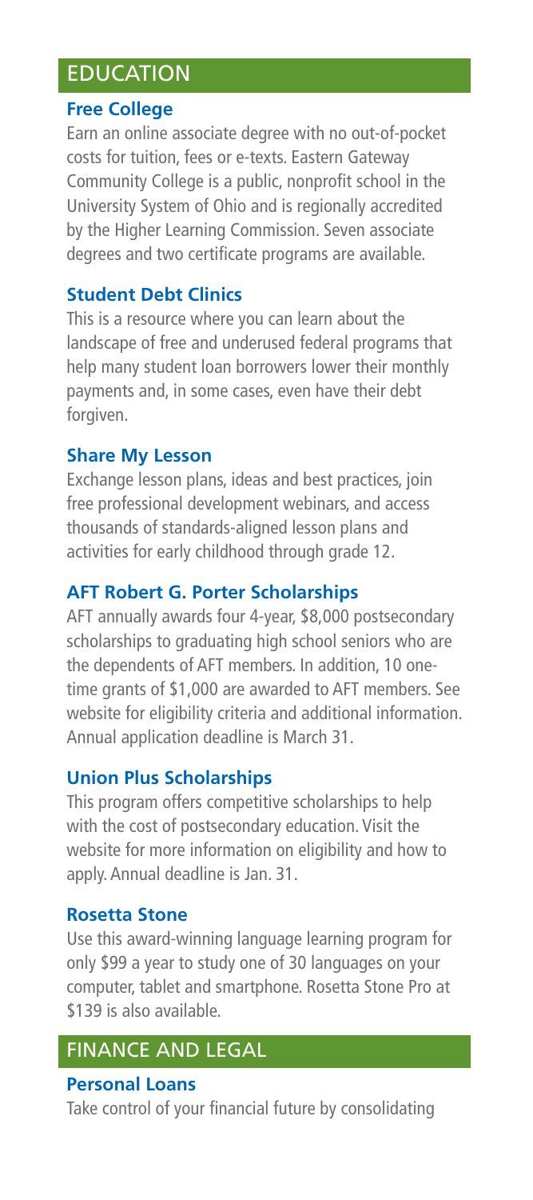## EDUCATION

### Free College

Earn an online associate degree with no out-of-pocket costs for tuition, fees or e-texts. Eastern Gateway Community College is a public, nonprofit school in the University System of Ohio and is regionally accredited by the Higher Learning Commission. Seven associate degrees and two certificate programs are available.

### Student Debt Clinics

This is a resource where you can learn about the landscape of free and underused federal programs that help many student loan borrowers lower their monthly payments and, in some cases, even have their debt forgiven.

### Share My Lesson

Exchange lesson plans, ideas and best practices, join free professional development webinars, and access thousands of standards-aligned lesson plans and activities for early childhood through grade 12.

### AFT Robert G. Porter Scholarships

AFT annually awards four 4-year, $8,000 postsecondary scholarships to graduating high school seniors who are the dependents of AFT members. In addition, 10 one-time grants of $1,000 are awarded to AFT members. See website for eligibility criteria and additional information. Annual application deadline is March 31.

### Union Plus Scholarships

This program offers competitive scholarships to help with the cost of postsecondary education. Visit the website for more information on eligibility and how to apply. Annual deadline is Jan. 31.

### Rosetta Stone

Use this award-winning language learning program for only $99 a year to study one of 30 languages on your computer, tablet and smartphone. Rosetta Stone Pro at $139 is also available.

## FINANCE AND LEGAL

### Personal Loans

Take control of your financial future by consolidating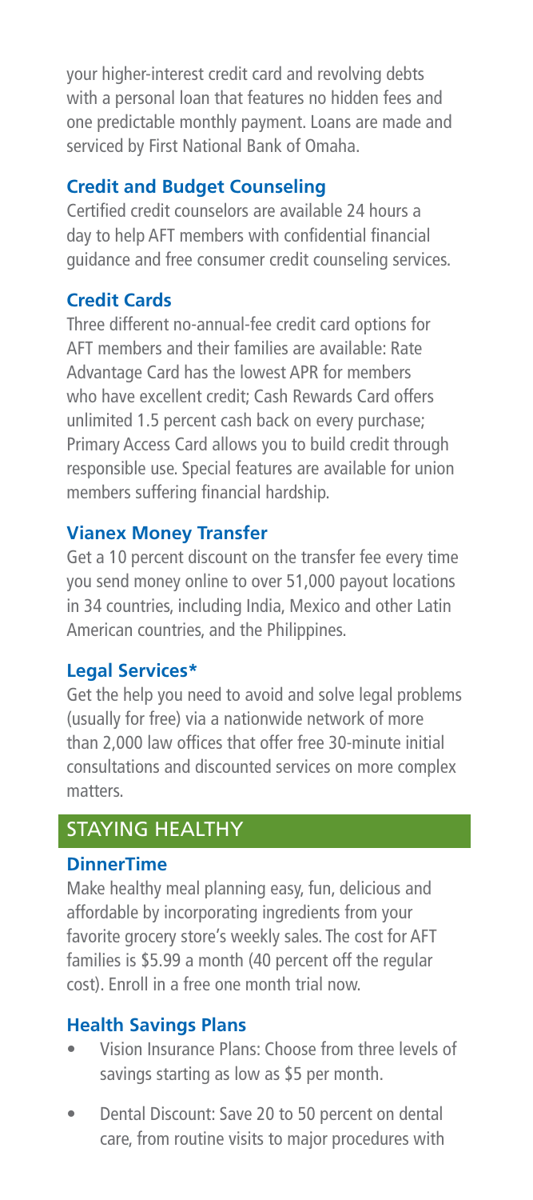your higher-interest credit card and revolving debts with a personal loan that features no hidden fees and one predictable monthly payment. Loans are made and serviced by First National Bank of Omaha.

### Credit and Budget Counseling

Certified credit counselors are available 24 hours a day to help AFT members with confidential financial guidance and free consumer credit counseling services.

### Credit Cards

Three different no-annual-fee credit card options for AFT members and their families are available: Rate Advantage Card has the lowest APR for members who have excellent credit; Cash Rewards Card offers unlimited 1.5 percent cash back on every purchase; Primary Access Card allows you to build credit through responsible use. Special features are available for union members suffering financial hardship.

### Vianex Money Transfer

Get a 10 percent discount on the transfer fee every time you send money online to over 51,000 payout locations in 34 countries, including India, Mexico and other Latin American countries, and the Philippines.

### Legal Services*

Get the help you need to avoid and solve legal problems (usually for free) via a nationwide network of more than 2,000 law offices that offer free 30-minute initial consultations and discounted services on more complex matters.

## STAYING HEALTHY

### DinnerTime

Make healthy meal planning easy, fun, delicious and affordable by incorporating ingredients from your favorite grocery store's weekly sales. The cost for AFT families is $5.99 a month (40 percent off the regular cost). Enroll in a free one month trial now.

### Health Savings Plans

- Vision Insurance Plans: Choose from three levels of savings starting as low as $5 per month.
- Dental Discount: Save 20 to 50 percent on dental care, from routine visits to major procedures with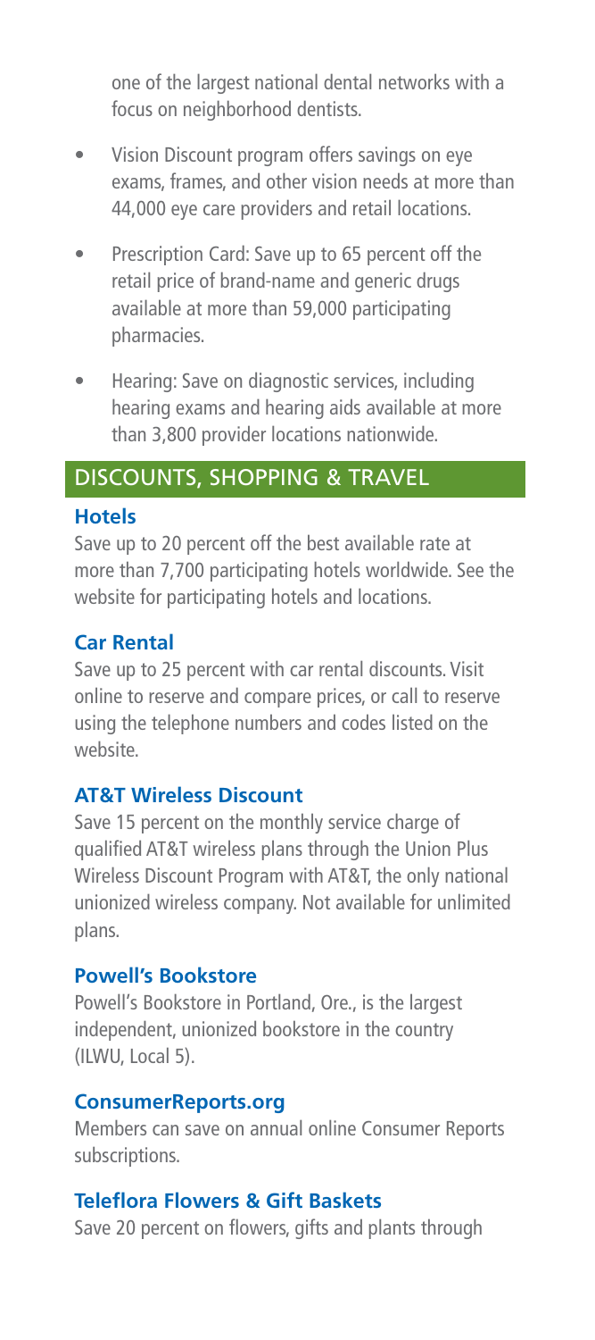one of the largest national dental networks with a focus on neighborhood dentists.

- Vision Discount program offers savings on eye exams, frames, and other vision needs at more than 44,000 eye care providers and retail locations.
- Prescription Card: Save up to 65 percent off the retail price of brand-name and generic drugs available at more than 59,000 participating pharmacies.
- Hearing: Save on diagnostic services, including hearing exams and hearing aids available at more than 3,800 provider locations nationwide.

## DISCOUNTS, SHOPPING & TRAVEL

### Hotels

Save up to 20 percent off the best available rate at more than 7,700 participating hotels worldwide. See the website for participating hotels and locations.

### Car Rental

Save up to 25 percent with car rental discounts. Visit online to reserve and compare prices, or call to reserve using the telephone numbers and codes listed on the website.

### AT&T Wireless Discount

Save 15 percent on the monthly service charge of qualified AT&T wireless plans through the Union Plus Wireless Discount Program with AT&T, the only national unionized wireless company. Not available for unlimited plans.

### Powell's Bookstore

Powell's Bookstore in Portland, Ore., is the largest independent, unionized bookstore in the country (ILWU, Local 5).

### ConsumerReports.org

Members can save on annual online Consumer Reports subscriptions.

### Teleflora Flowers & Gift Baskets

Save 20 percent on flowers, gifts and plants through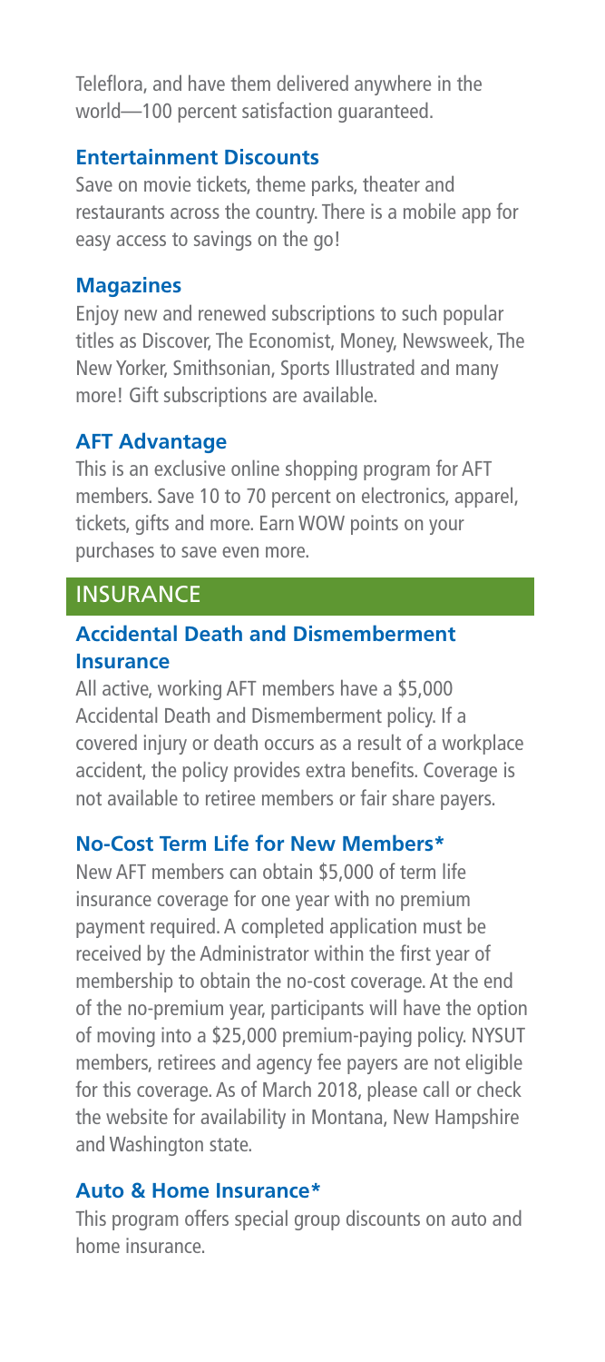Teleflora, and have them delivered anywhere in the world—100 percent satisfaction guaranteed.

### Entertainment Discounts

Save on movie tickets, theme parks, theater and restaurants across the country. There is a mobile app for easy access to savings on the go!

### Magazines

Enjoy new and renewed subscriptions to such popular titles as Discover, The Economist, Money, Newsweek, The New Yorker, Smithsonian, Sports Illustrated and many more! Gift subscriptions are available.

### AFT Advantage

This is an exclusive online shopping program for AFT members. Save 10 to 70 percent on electronics, apparel, tickets, gifts and more. Earn WOW points on your purchases to save even more.

## INSURANCE

### Accidental Death and Dismemberment Insurance

All active, working AFT members have a $5,000 Accidental Death and Dismemberment policy. If a covered injury or death occurs as a result of a workplace accident, the policy provides extra benefits. Coverage is not available to retiree members or fair share payers.

### No-Cost Term Life for New Members*

New AFT members can obtain $5,000 of term life insurance coverage for one year with no premium payment required. A completed application must be received by the Administrator within the first year of membership to obtain the no-cost coverage. At the end of the no-premium year, participants will have the option of moving into a $25,000 premium-paying policy. NYSUT members, retirees and agency fee payers are not eligible for this coverage. As of March 2018, please call or check the website for availability in Montana, New Hampshire and Washington state.

### Auto & Home Insurance*

This program offers special group discounts on auto and home insurance.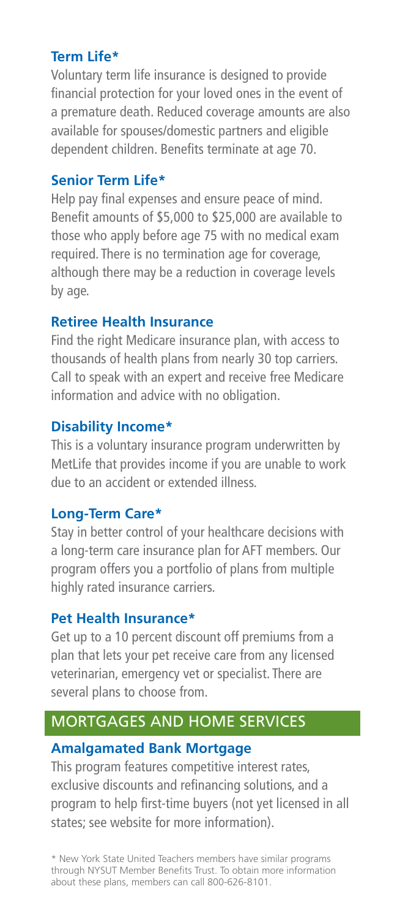### Term Life*

Voluntary term life insurance is designed to provide financial protection for your loved ones in the event of a premature death. Reduced coverage amounts are also available for spouses/domestic partners and eligible dependent children. Benefits terminate at age 70.

### Senior Term Life*

Help pay final expenses and ensure peace of mind. Benefit amounts of $5,000 to $25,000 are available to those who apply before age 75 with no medical exam required. There is no termination age for coverage, although there may be a reduction in coverage levels by age.

### Retiree Health Insurance

Find the right Medicare insurance plan, with access to thousands of health plans from nearly 30 top carriers. Call to speak with an expert and receive free Medicare information and advice with no obligation.

### Disability Income*

This is a voluntary insurance program underwritten by MetLife that provides income if you are unable to work due to an accident or extended illness.

### Long-Term Care*

Stay in better control of your healthcare decisions with a long-term care insurance plan for AFT members. Our program offers you a portfolio of plans from multiple highly rated insurance carriers.

### Pet Health Insurance*

Get up to a 10 percent discount off premiums from a plan that lets your pet receive care from any licensed veterinarian, emergency vet or specialist. There are several plans to choose from.

## MORTGAGES AND HOME SERVICES

### Amalgamated Bank Mortgage

This program features competitive interest rates, exclusive discounts and refinancing solutions, and a program to help first-time buyers (not yet licensed in all states; see website for more information).

* New York State United Teachers members have similar programs through NYSUT Member Benefits Trust. To obtain more information about these plans, members can call 800-626-8101.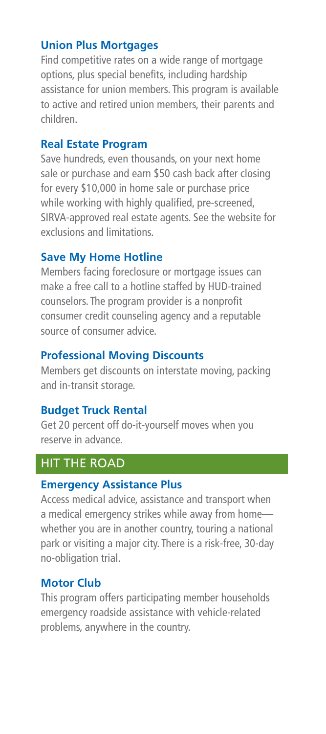### Union Plus Mortgages

Find competitive rates on a wide range of mortgage options, plus special benefits, including hardship assistance for union members. This program is available to active and retired union members, their parents and children.

### Real Estate Program

Save hundreds, even thousands, on your next home sale or purchase and earn $50 cash back after closing for every $10,000 in home sale or purchase price while working with highly qualified, pre-screened, SIRVA-approved real estate agents. See the website for exclusions and limitations.

### Save My Home Hotline

Members facing foreclosure or mortgage issues can make a free call to a hotline staffed by HUD-trained counselors. The program provider is a nonprofit consumer credit counseling agency and a reputable source of consumer advice.

### Professional Moving Discounts

Members get discounts on interstate moving, packing and in-transit storage.

### Budget Truck Rental

Get 20 percent off do-it-yourself moves when you reserve in advance.

## HIT THE ROAD

### Emergency Assistance Plus

Access medical advice, assistance and transport when a medical emergency strikes while away from home—whether you are in another country, touring a national park or visiting a major city. There is a risk-free, 30-day no-obligation trial.

### Motor Club

This program offers participating member households emergency roadside assistance with vehicle-related problems, anywhere in the country.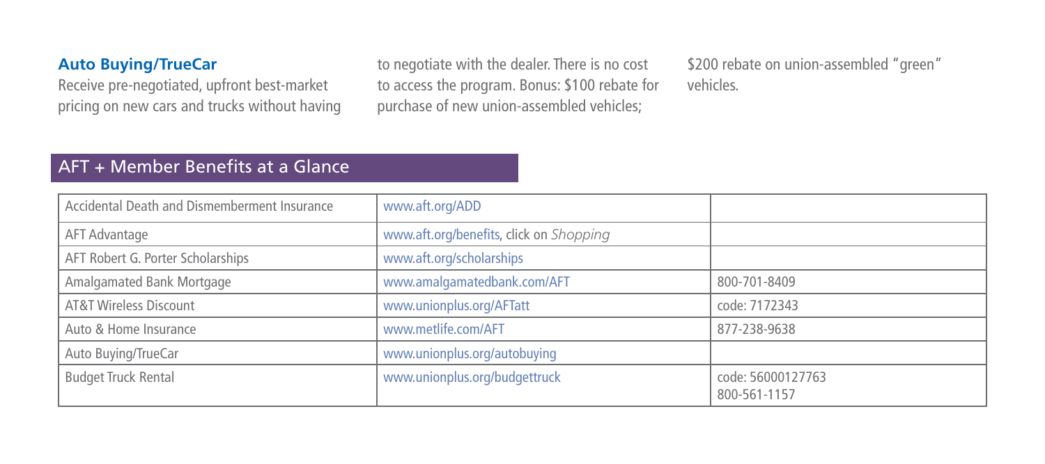### Auto Buying/TrueCar

Receive pre-negotiated, upfront best-market pricing on new cars and trucks without having to negotiate with the dealer. There is no cost to access the program. Bonus: $100 rebate for purchase of new union-assembled vehicles; $200 rebate on union-assembled "green" vehicles.

## AFT + Member Benefits at a Glance

| | | |
|---|---|---|
| Accidental Death and Dismemberment Insurance | www.aft.org/ADD | |
| AFT Advantage | www.aft.org/benefits, click on *Shopping* | |
| AFT Robert G. Porter Scholarships | www.aft.org/scholarships | |
| Amalgamated Bank Mortgage | www.amalgamatedbank.com/AFT | 800-701-8409 |
| AT&T Wireless Discount | www.unionplus.org/AFTatt | code: 7172343 |
| Auto & Home Insurance | www.metlife.com/AFT | 877-238-9638 |
| Auto Buying/TrueCar | www.unionplus.org/autobuying | |
| Budget Truck Rental | www.unionplus.org/budgettruck | code: 56000127763<br>800-561-1157 |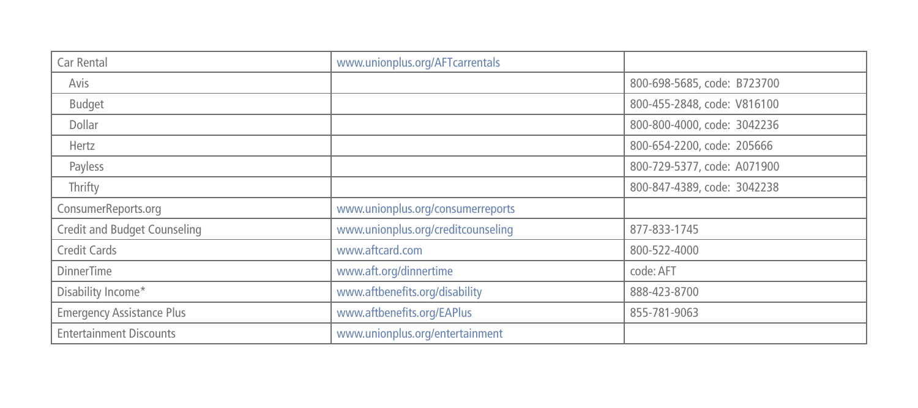| Car Rental | www.unionplus.org/AFTcarrentals | |
|---|---|---|
| Avis | | 800-698-5685, code: B723700 |
| Budget | | 800-455-2848, code: V816100 |
| Dollar | | 800-800-4000, code: 3042236 |
| Hertz | | 800-654-2200, code: 205666 |
| Payless | | 800-729-5377, code: A071900 |
| Thrifty | | 800-847-4389, code: 3042238 |
| ConsumerReports.org | www.unionplus.org/consumerreports | |
| Credit and Budget Counseling | www.unionplus.org/creditcounseling | 877-833-1745 |
| Credit Cards | www.aftcard.com | 800-522-4000 |
| DinnerTime | www.aft.org/dinnertime | code: AFT |
| Disability Income* | www.aftbenefits.org/disability | 888-423-8700 |
| Emergency Assistance Plus | www.aftbenefits.org/EAPlus | 855-781-9063 |
| Entertainment Discounts | www.unionplus.org/entertainment | |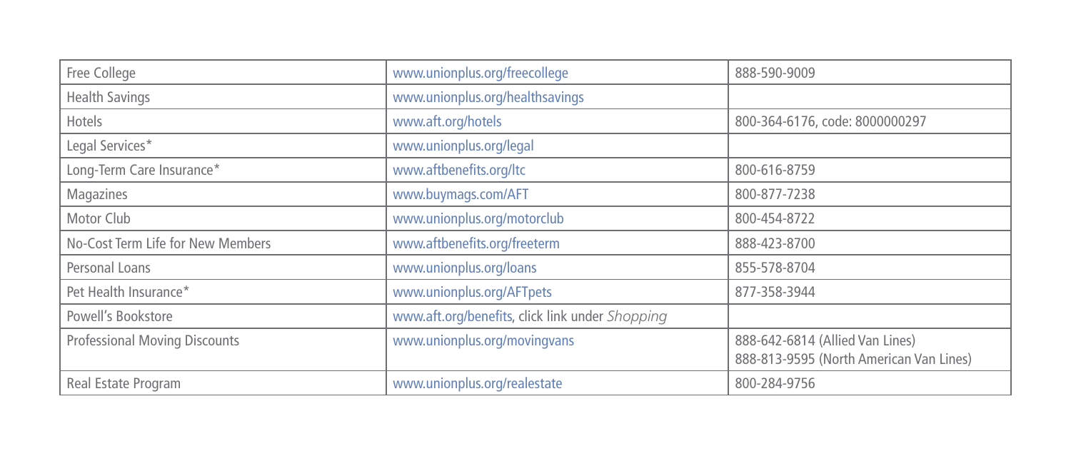| Free College | www.unionplus.org/freecollege | 888-590-9009 |
|---|---|---|
| Health Savings | www.unionplus.org/healthsavings | |
| Hotels | www.aft.org/hotels | 800-364-6176, code: 8000000297 |
| Legal Services* | www.unionplus.org/legal | |
| Long-Term Care Insurance* | www.aftbenefits.org/ltc | 800-616-8759 |
| Magazines | www.buymags.com/AFT | 800-877-7238 |
| Motor Club | www.unionplus.org/motorclub | 800-454-8722 |
| No-Cost Term Life for New Members | www.aftbenefits.org/freeterm | 888-423-8700 |
| Personal Loans | www.unionplus.org/loans | 855-578-8704 |
| Pet Health Insurance* | www.unionplus.org/AFTpets | 877-358-3944 |
| Powell's Bookstore | www.aft.org/benefits, click link under *Shopping* | |
| Professional Moving Discounts | www.unionplus.org/movingvans | 888-642-6814 (Allied Van Lines)<br>888-813-9595 (North American Van Lines) |
| Real Estate Program | www.unionplus.org/realestate | 800-284-9756 |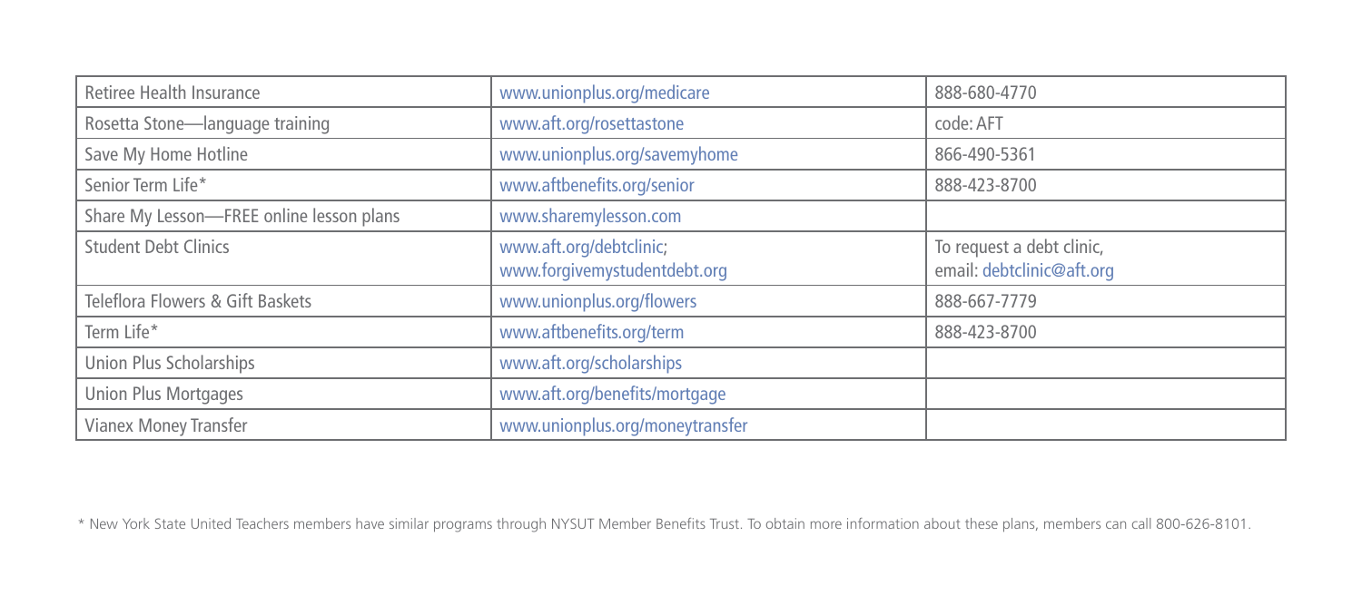| | | |
|---|---|---|
| Retiree Health Insurance | www.unionplus.org/medicare | 888-680-4770 |
| Rosetta Stone—language training | www.aft.org/rosettastone | code: AFT |
| Save My Home Hotline | www.unionplus.org/savemyhome | 866-490-5361 |
| Senior Term Life* | www.aftbenefits.org/senior | 888-423-8700 |
| Share My Lesson—FREE online lesson plans | www.sharemylesson.com | |
| Student Debt Clinics | www.aft.org/debtclinic; www.forgivemystudentdebt.org | To request a debt clinic, email: debtclinic@aft.org |
| Teleflora Flowers & Gift Baskets | www.unionplus.org/flowers | 888-667-7779 |
| Term Life* | www.aftbenefits.org/term | 888-423-8700 |
| Union Plus Scholarships | www.aft.org/scholarships | |
| Union Plus Mortgages | www.aft.org/benefits/mortgage | |
| Vianex Money Transfer | www.unionplus.org/moneytransfer | |

* New York State United Teachers members have similar programs through NYSUT Member Benefits Trust. To obtain more information about these plans, members can call 800-626-8101.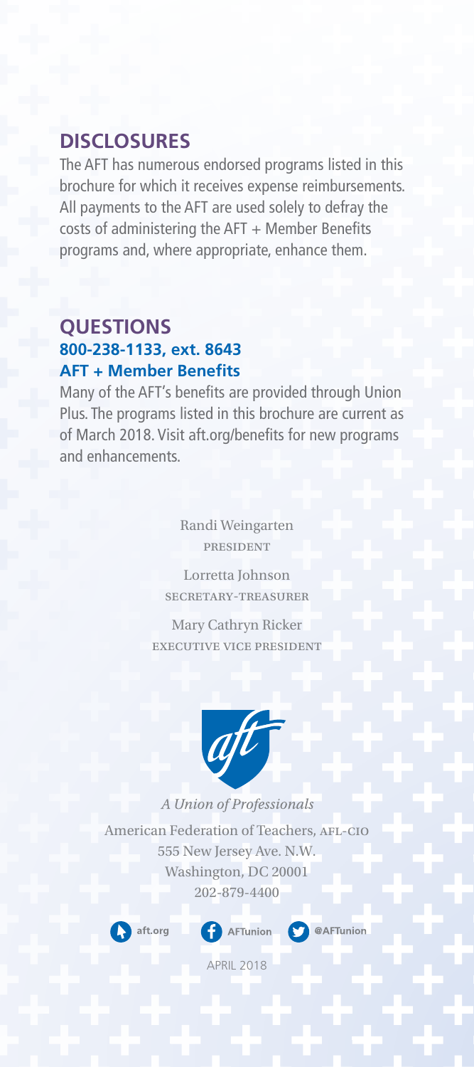## DISCLOSURES

The AFT has numerous endorsed programs listed in this brochure for which it receives expense reimbursements. All payments to the AFT are used solely to defray the costs of administering the AFT + Member Benefits programs and, where appropriate, enhance them.

## QUESTIONS

**800-238-1133, ext. 8643**
**AFT + Member Benefits**

Many of the AFT's benefits are provided through Union Plus. The programs listed in this brochure are current as of March 2018. Visit aft.org/benefits for new programs and enhancements.

Randi Weingarten
PRESIDENT

Lorretta Johnson
SECRETARY-TREASURER

Mary Cathryn Ricker
EXECUTIVE VICE PRESIDENT

*A Union of Professionals*

American Federation of Teachers, AFL-CIO
555 New Jersey Ave. N.W.
Washington, DC 20001
202-879-4400

aft.org AFTunion @AFTunion

APRIL 2018